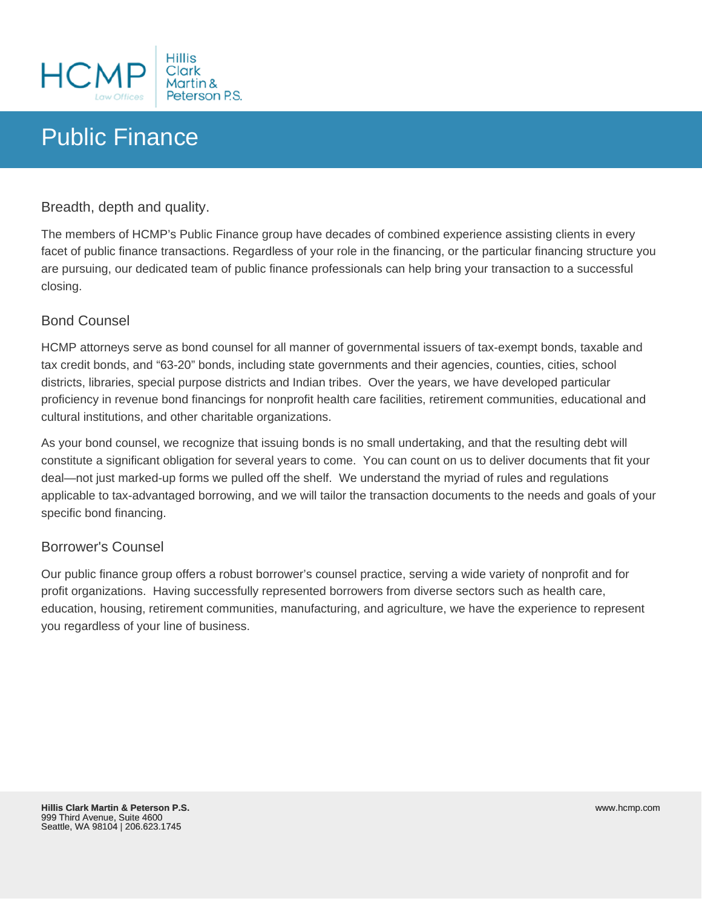HCMP Law Offices | Hillis Clark Martin & Peterson P.S.

# Public Finance

## Breadth, depth and quality.

The members of HCMP's Public Finance group have decades of combined experience assisting clients in every facet of public finance transactions. Regardless of your role in the financing, or the particular financing structure you are pursuing, our dedicated team of public finance professionals can help bring your transaction to a successful closing.

## Bond Counsel

HCMP attorneys serve as bond counsel for all manner of governmental issuers of tax-exempt bonds, taxable and tax credit bonds, and "63-20" bonds, including state governments and their agencies, counties, cities, school districts, libraries, special purpose districts and Indian tribes. Over the years, we have developed particular proficiency in revenue bond financings for nonprofit health care facilities, retirement communities, educational and cultural institutions, and other charitable organizations.

As your bond counsel, we recognize that issuing bonds is no small undertaking, and that the resulting debt will constitute a significant obligation for several years to come. You can count on us to deliver documents that fit your deal—not just marked-up forms we pulled off the shelf. We understand the myriad of rules and regulations applicable to tax-advantaged borrowing, and we will tailor the transaction documents to the needs and goals of your specific bond financing.

## Borrower's Counsel

Our public finance group offers a robust borrower's counsel practice, serving a wide variety of nonprofit and for profit organizations. Having successfully represented borrowers from diverse sectors such as health care, education, housing, retirement communities, manufacturing, and agriculture, we have the experience to represent you regardless of your line of business.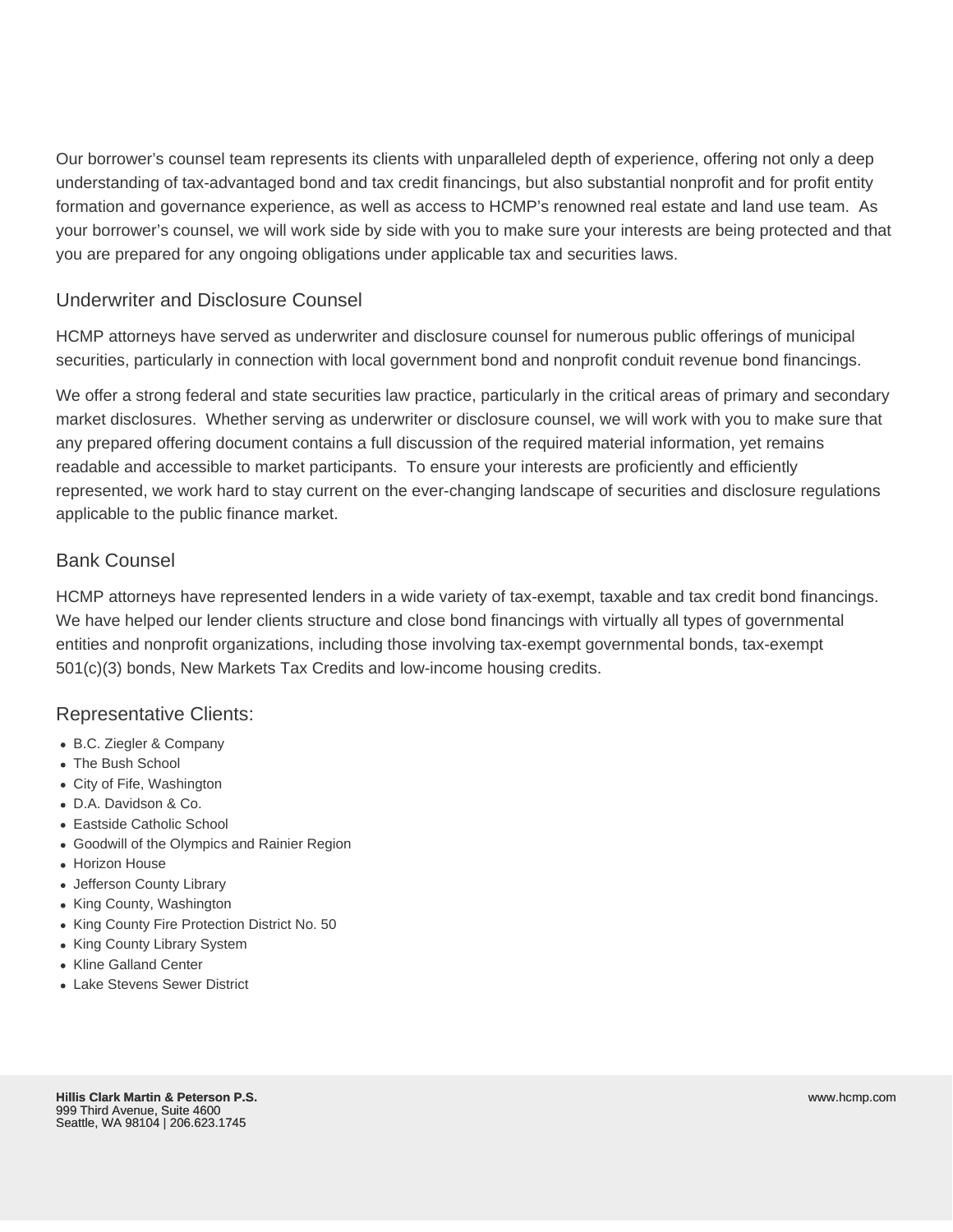Our borrower's counsel team represents its clients with unparalleled depth of experience, offering not only a deep understanding of tax-advantaged bond and tax credit financings, but also substantial nonprofit and for profit entity formation and governance experience, as well as access to HCMP's renowned real estate and land use team. As your borrower's counsel, we will work side by side with you to make sure your interests are being protected and that you are prepared for any ongoing obligations under applicable tax and securities laws.

## Underwriter and Disclosure Counsel

HCMP attorneys have served as underwriter and disclosure counsel for numerous public offerings of municipal securities, particularly in connection with local government bond and nonprofit conduit revenue bond financings.

We offer a strong federal and state securities law practice, particularly in the critical areas of primary and secondary market disclosures. Whether serving as underwriter or disclosure counsel, we will work with you to make sure that any prepared offering document contains a full discussion of the required material information, yet remains readable and accessible to market participants. To ensure your interests are proficiently and efficiently represented, we work hard to stay current on the ever-changing landscape of securities and disclosure regulations applicable to the public finance market.

## Bank Counsel

HCMP attorneys have represented lenders in a wide variety of tax-exempt, taxable and tax credit bond financings. We have helped our lender clients structure and close bond financings with virtually all types of governmental entities and nonprofit organizations, including those involving tax-exempt governmental bonds, tax-exempt 501(c)(3) bonds, New Markets Tax Credits and low-income housing credits.

## Representative Clients:

- B.C. Ziegler & Company
- The Bush School
- City of Fife, Washington
- D.A. Davidson & Co.
- Eastside Catholic School
- Goodwill of the Olympics and Rainier Region
- Horizon House
- Jefferson County Library
- King County, Washington
- King County Fire Protection District No. 50
- King County Library System
- Kline Galland Center
- Lake Stevens Sewer District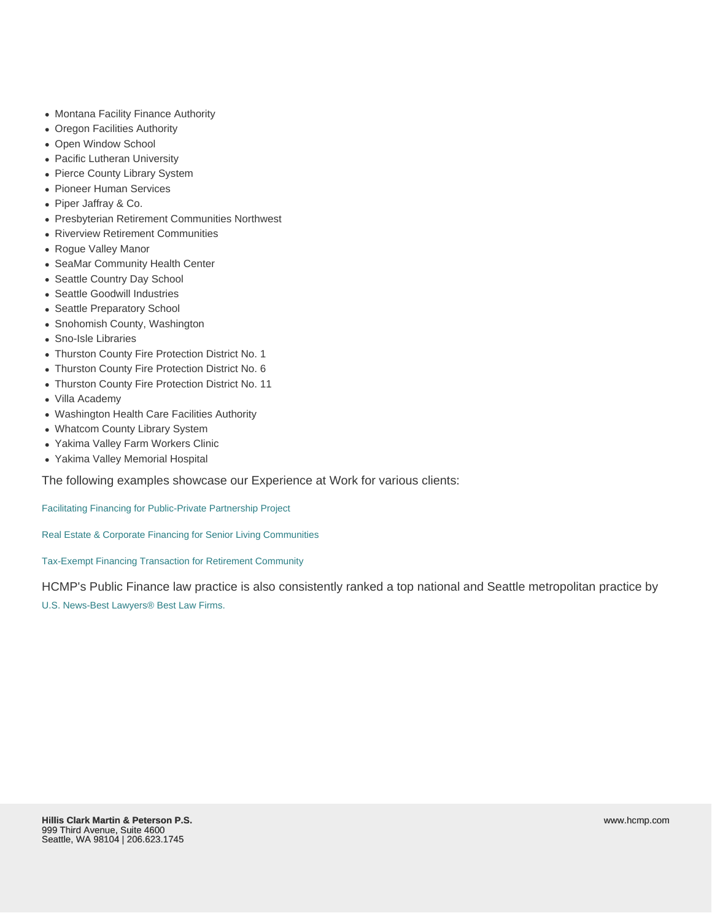- Montana Facility Finance Authority
- Oregon Facilities Authority
- Open Window School
- Pacific Lutheran University
- Pierce County Library System
- Pioneer Human Services
- Piper Jaffray & Co.
- Presbyterian Retirement Communities Northwest
- Riverview Retirement Communities
- Rogue Valley Manor
- SeaMar Community Health Center
- Seattle Country Day School
- Seattle Goodwill Industries
- Seattle Preparatory School
- Snohomish County, Washington
- Sno-Isle Libraries
- Thurston County Fire Protection District No. 1
- Thurston County Fire Protection District No. 6
- Thurston County Fire Protection District No. 11
- Villa Academy
- Washington Health Care Facilities Authority
- Whatcom County Library System
- Yakima Valley Farm Workers Clinic
- Yakima Valley Memorial Hospital

The following examples showcase our Experience at Work for various clients:

Facilitating Financing for Public-Private Partnership Project

Real Estate & Corporate Financing for Senior Living Communities

Tax-Exempt Financing Transaction for Retirement Community

HCMP's Public Finance law practice is also consistently ranked a top national and Seattle metropolitan practice by U.S. News-Best Lawyers® Best Law Firms.

**Hillis Clark Martin & Peterson P.S.**
999 Third Avenue, Suite 4600
Seattle, WA 98104 | 206.623.1745

www.hcmp.com